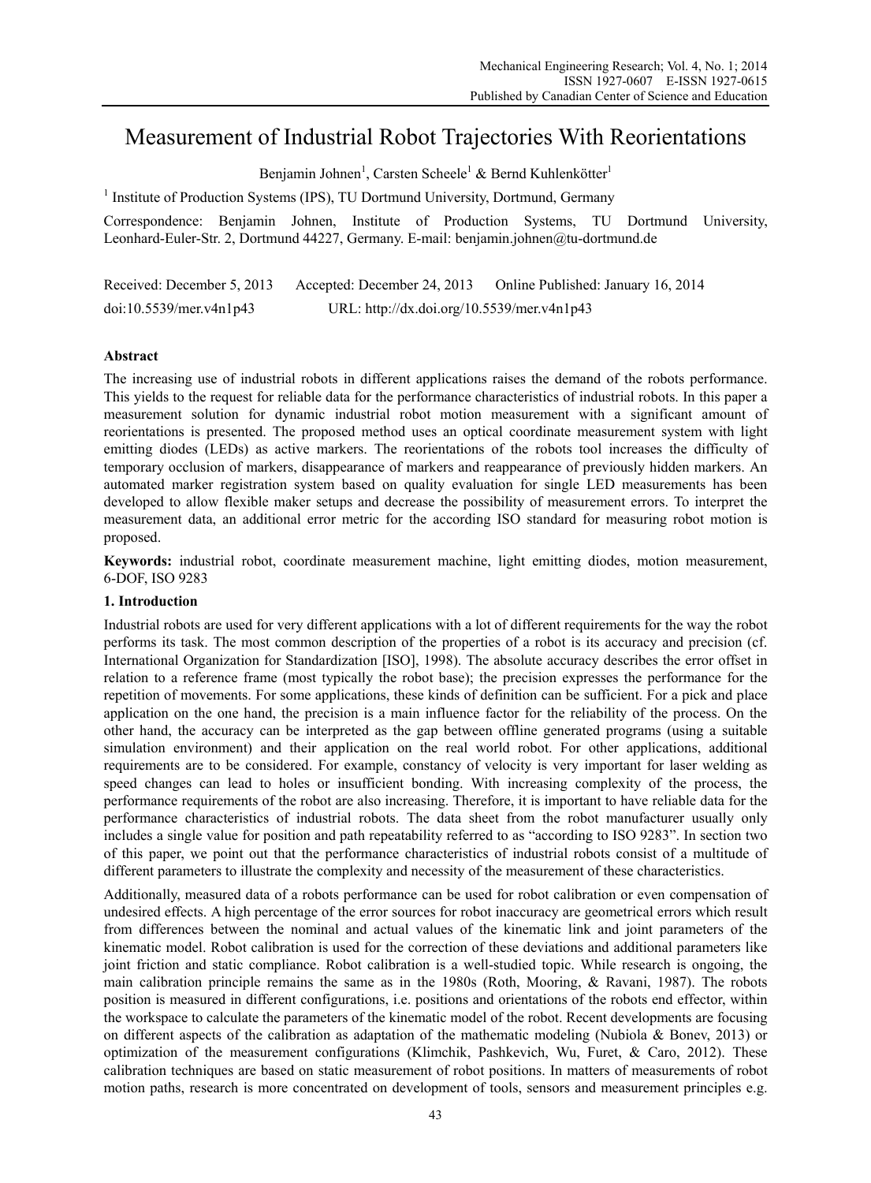# Measurement of Industrial Robot Trajectories With Reorientations

Benjamin Johnen[1], Carsten Scheele[1] & Bernd Kuhlenkötter[1]

[1] Institute of Production Systems (IPS), TU Dortmund University, Dortmund, Germany

Correspondence: Benjamin Johnen, Institute of Production Systems, TU Dortmund University, Leonhard-Euler-Str. 2, Dortmund 44227, Germany. E-mail: benjamin.johnen@tu-dortmund.de

Received: December 5, 2013 Accepted: December 24, 2013 Online Published: January 16, 2014

doi:10.5539/mer.v4n1p43 URL: http://dx.doi.org/10.5539/mer.v4n1p43

## Abstract

The increasing use of industrial robots in different applications raises the demand of the robots performance. This yields to the request for reliable data for the performance characteristics of industrial robots. In this paper a measurement solution for dynamic industrial robot motion measurement with a significant amount of reorientations is presented. The proposed method uses an optical coordinate measurement system with light emitting diodes (LEDs) as active markers. The reorientations of the robots tool increases the difficulty of temporary occlusion of markers, disappearance of markers and reappearance of previously hidden markers. An automated marker registration system based on quality evaluation for single LED measurements has been developed to allow flexible maker setups and decrease the possibility of measurement errors. To interpret the measurement data, an additional error metric for the according ISO standard for measuring robot motion is proposed.

**Keywords:** industrial robot, coordinate measurement machine, light emitting diodes, motion measurement, 6-DOF, ISO 9283

## 1. Introduction

Industrial robots are used for very different applications with a lot of different requirements for the way the robot performs its task. The most common description of the properties of a robot is its accuracy and precision (cf. International Organization for Standardization [ISO], 1998). The absolute accuracy describes the error offset in relation to a reference frame (most typically the robot base); the precision expresses the performance for the repetition of movements. For some applications, these kinds of definition can be sufficient. For a pick and place application on the one hand, the precision is a main influence factor for the reliability of the process. On the other hand, the accuracy can be interpreted as the gap between offline generated programs (using a suitable simulation environment) and their application on the real world robot. For other applications, additional requirements are to be considered. For example, constancy of velocity is very important for laser welding as speed changes can lead to holes or insufficient bonding. With increasing complexity of the process, the performance requirements of the robot are also increasing. Therefore, it is important to have reliable data for the performance characteristics of industrial robots. The data sheet from the robot manufacturer usually only includes a single value for position and path repeatability referred to as "according to ISO 9283". In section two of this paper, we point out that the performance characteristics of industrial robots consist of a multitude of different parameters to illustrate the complexity and necessity of the measurement of these characteristics.

Additionally, measured data of a robots performance can be used for robot calibration or even compensation of undesired effects. A high percentage of the error sources for robot inaccuracy are geometrical errors which result from differences between the nominal and actual values of the kinematic link and joint parameters of the kinematic model. Robot calibration is used for the correction of these deviations and additional parameters like joint friction and static compliance. Robot calibration is a well-studied topic. While research is ongoing, the main calibration principle remains the same as in the 1980s (Roth, Mooring, & Ravani, 1987). The robots position is measured in different configurations, i.e. positions and orientations of the robots end effector, within the workspace to calculate the parameters of the kinematic model of the robot. Recent developments are focusing on different aspects of the calibration as adaptation of the mathematic modeling (Nubiola & Bonev, 2013) or optimization of the measurement configurations (Klimchik, Pashkevich, Wu, Furet, & Caro, 2012). These calibration techniques are based on static measurement of robot positions. In matters of measurements of robot motion paths, research is more concentrated on development of tools, sensors and measurement principles e.g.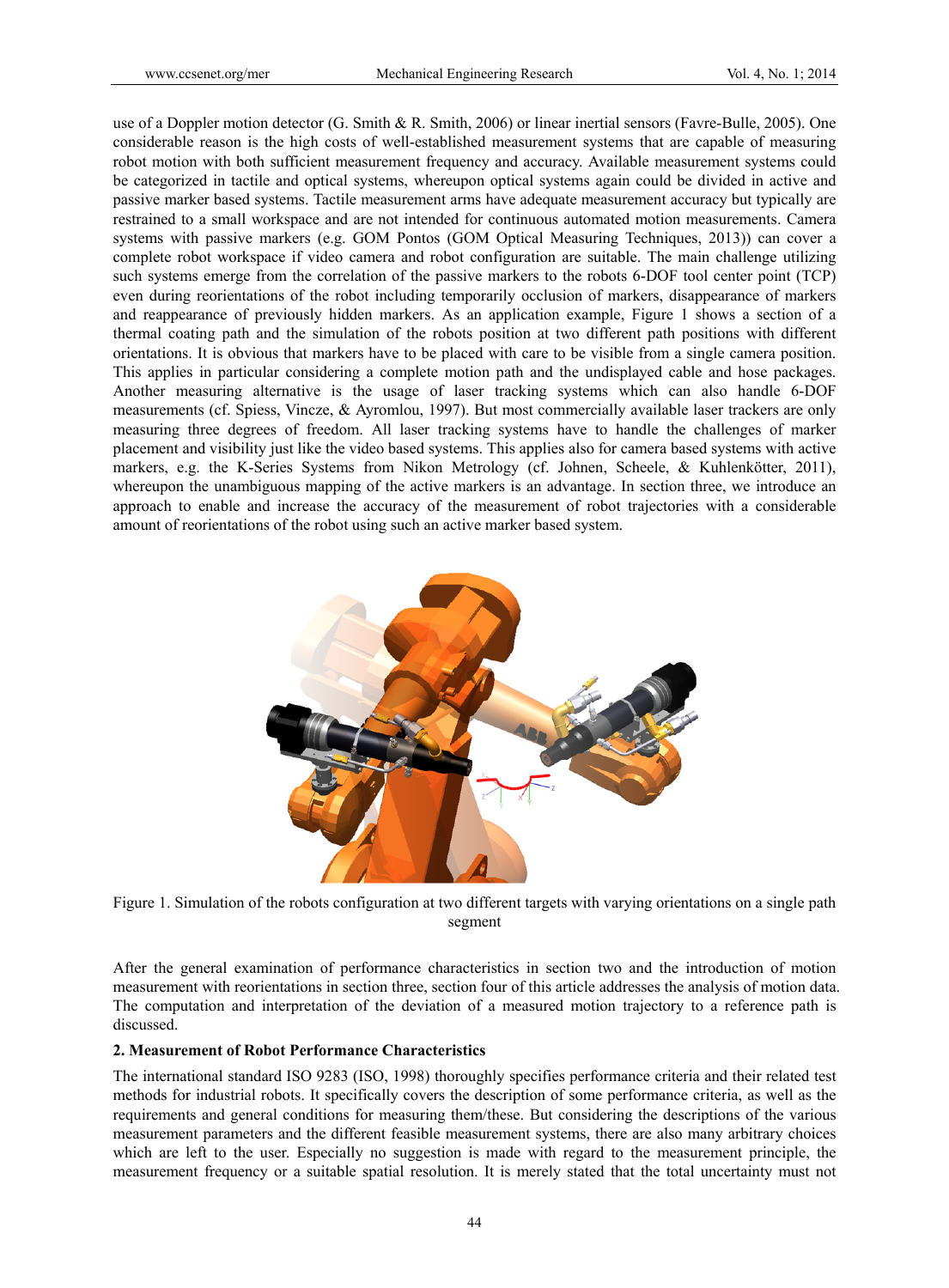use of a Doppler motion detector (G. Smith & R. Smith, 2006) or linear inertial sensors (Favre-Bulle, 2005). One considerable reason is the high costs of well-established measurement systems that are capable of measuring robot motion with both sufficient measurement frequency and accuracy. Available measurement systems could be categorized in tactile and optical systems, whereupon optical systems again could be divided in active and passive marker based systems. Tactile measurement arms have adequate measurement accuracy but typically are restrained to a small workspace and are not intended for continuous automated motion measurements. Camera systems with passive markers (e.g. GOM Pontos (GOM Optical Measuring Techniques, 2013)) can cover a complete robot workspace if video camera and robot configuration are suitable. The main challenge utilizing such systems emerge from the correlation of the passive markers to the robots 6-DOF tool center point (TCP) even during reorientations of the robot including temporarily occlusion of markers, disappearance of markers and reappearance of previously hidden markers. As an application example, Figure 1 shows a section of a thermal coating path and the simulation of the robots position at two different path positions with different orientations. It is obvious that markers have to be placed with care to be visible from a single camera position. This applies in particular considering a complete motion path and the undisplayed cable and hose packages. Another measuring alternative is the usage of laser tracking systems which can also handle 6-DOF measurements (cf. Spiess, Vincze, & Ayromlou, 1997). But most commercially available laser trackers are only measuring three degrees of freedom. All laser tracking systems have to handle the challenges of marker placement and visibility just like the video based systems. This applies also for camera based systems with active markers, e.g. the K-Series Systems from Nikon Metrology (cf. Johnen, Scheele, & Kuhlenkötter, 2011), whereupon the unambiguous mapping of the active markers is an advantage. In section three, we introduce an approach to enable and increase the accuracy of the measurement of robot trajectories with a considerable amount of reorientations of the robot using such an active marker based system.

Figure 1. Simulation of the robots configuration at two different targets with varying orientations on a single path segment

After the general examination of performance characteristics in section two and the introduction of motion measurement with reorientations in section three, section four of this article addresses the analysis of motion data. The computation and interpretation of the deviation of a measured motion trajectory to a reference path is discussed.

## 2. Measurement of Robot Performance Characteristics

The international standard ISO 9283 (ISO, 1998) thoroughly specifies performance criteria and their related test methods for industrial robots. It specifically covers the description of some performance criteria, as well as the requirements and general conditions for measuring them/these. But considering the descriptions of the various measurement parameters and the different feasible measurement systems, there are also many arbitrary choices which are left to the user. Especially no suggestion is made with regard to the measurement principle, the measurement frequency or a suitable spatial resolution. It is merely stated that the total uncertainty must not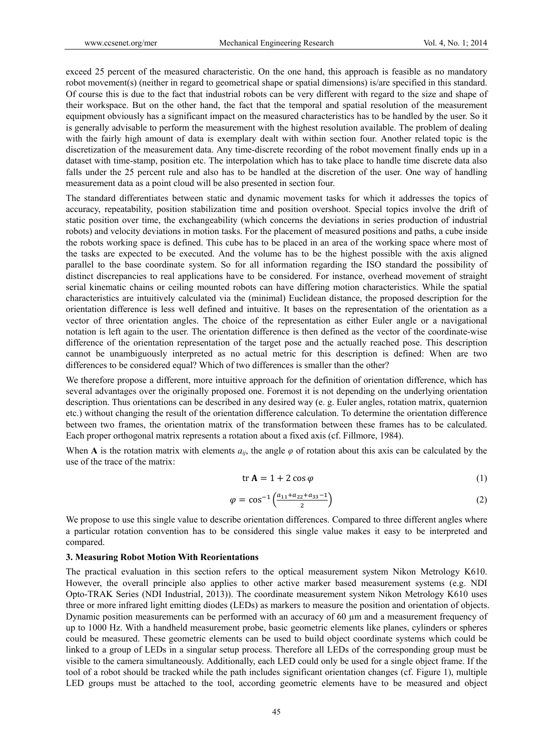exceed 25 percent of the measured characteristic. On the one hand, this approach is feasible as no mandatory robot movement(s) (neither in regard to geometrical shape or spatial dimensions) is/are specified in this standard. Of course this is due to the fact that industrial robots can be very different with regard to the size and shape of their workspace. But on the other hand, the fact that the temporal and spatial resolution of the measurement equipment obviously has a significant impact on the measured characteristics has to be handled by the user. So it is generally advisable to perform the measurement with the highest resolution available. The problem of dealing with the fairly high amount of data is exemplary dealt with within section four. Another related topic is the discretization of the measurement data. Any time-discrete recording of the robot movement finally ends up in a dataset with time-stamp, position etc. The interpolation which has to take place to handle time discrete data also falls under the 25 percent rule and also has to be handled at the discretion of the user. One way of handling measurement data as a point cloud will be also presented in section four.

The standard differentiates between static and dynamic movement tasks for which it addresses the topics of accuracy, repeatability, position stabilization time and position overshoot. Special topics involve the drift of static position over time, the exchangeability (which concerns the deviations in series production of industrial robots) and velocity deviations in motion tasks. For the placement of measured positions and paths, a cube inside the robots working space is defined. This cube has to be placed in an area of the working space where most of the tasks are expected to be executed. And the volume has to be the highest possible with the axis aligned parallel to the base coordinate system. So for all information regarding the ISO standard the possibility of distinct discrepancies to real applications have to be considered. For instance, overhead movement of straight serial kinematic chains or ceiling mounted robots can have differing motion characteristics. While the spatial characteristics are intuitively calculated via the (minimal) Euclidean distance, the proposed description for the orientation difference is less well defined and intuitive. It bases on the representation of the orientation as a vector of three orientation angles. The choice of the representation as either Euler angle or a navigational notation is left again to the user. The orientation difference is then defined as the vector of the coordinate-wise difference of the orientation representation of the target pose and the actually reached pose. This description cannot be unambiguously interpreted as no actual metric for this description is defined: When are two differences to be considered equal? Which of two differences is smaller than the other?

We therefore propose a different, more intuitive approach for the definition of orientation difference, which has several advantages over the originally proposed one. Foremost it is not depending on the underlying orientation description. Thus orientations can be described in any desired way (e. g. Euler angles, rotation matrix, quaternion etc.) without changing the result of the orientation difference calculation. To determine the orientation difference between two frames, the orientation matrix of the transformation between these frames has to be calculated. Each proper orthogonal matrix represents a rotation about a fixed axis (cf. Fillmore, 1984).

When $\mathbf{A}$ is the rotation matrix with elements $a_{ij}$, the angle $\varphi$ of rotation about this axis can be calculated by the use of the trace of the matrix:

$$\operatorname{tr}\mathbf{A} = 1 + 2\cos\varphi \tag{1}$$

$$\varphi = \cos^{-1}\left(\frac{a_{11}+a_{22}+a_{33}-1}{2}\right) \tag{2}$$

We propose to use this single value to describe orientation differences. Compared to three different angles where a particular rotation convention has to be considered this single value makes it easy to be interpreted and compared.

### 3. Measuring Robot Motion With Reorientations

The practical evaluation in this section refers to the optical measurement system Nikon Metrology K610. However, the overall principle also applies to other active marker based measurement systems (e.g. NDI Opto-TRAK Series (NDI Industrial, 2013)). The coordinate measurement system Nikon Metrology K610 uses three or more infrared light emitting diodes (LEDs) as markers to measure the position and orientation of objects. Dynamic position measurements can be performed with an accuracy of 60 µm and a measurement frequency of up to 1000 Hz. With a handheld measurement probe, basic geometric elements like planes, cylinders or spheres could be measured. These geometric elements can be used to build object coordinate systems which could be linked to a group of LEDs in a singular setup process. Therefore all LEDs of the corresponding group must be visible to the camera simultaneously. Additionally, each LED could only be used for a single object frame. If the tool of a robot should be tracked while the path includes significant orientation changes (cf. Figure 1), multiple LED groups must be attached to the tool, according geometric elements have to be measured and object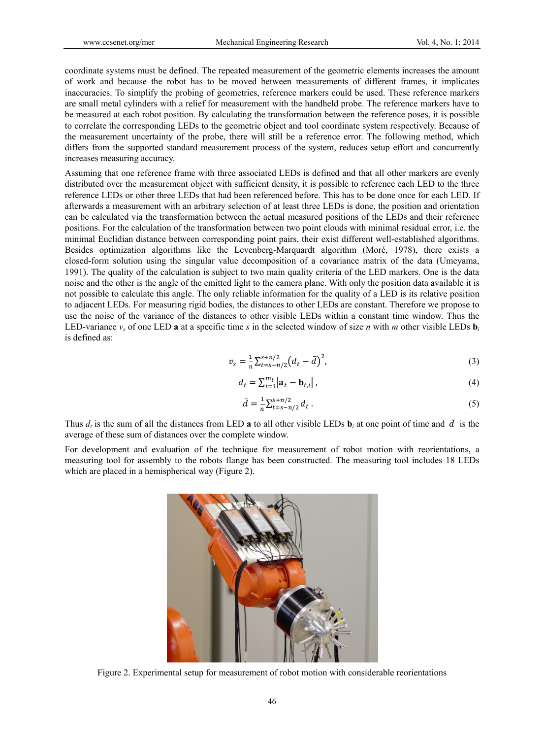coordinate systems must be defined. The repeated measurement of the geometric elements increases the amount of work and because the robot has to be moved between measurements of different frames, it implicates inaccuracies. To simplify the probing of geometries, reference markers could be used. These reference markers are small metal cylinders with a relief for measurement with the handheld probe. The reference markers have to be measured at each robot position. By calculating the transformation between the reference poses, it is possible to correlate the corresponding LEDs to the geometric object and tool coordinate system respectively. Because of the measurement uncertainty of the probe, there will still be a reference error. The following method, which differs from the supported standard measurement process of the system, reduces setup effort and concurrently increases measuring accuracy.

Assuming that one reference frame with three associated LEDs is defined and that all other markers are evenly distributed over the measurement object with sufficient density, it is possible to reference each LED to the three reference LEDs or other three LEDs that had been referenced before. This has to be done once for each LED. If afterwards a measurement with an arbitrary selection of at least three LEDs is done, the position and orientation can be calculated via the transformation between the actual measured positions of the LEDs and their reference positions. For the calculation of the transformation between two point clouds with minimal residual error, i.e. the minimal Euclidian distance between corresponding point pairs, their exist different well-established algorithms. Besides optimization algorithms like the Levenberg-Marquardt algorithm (Moré, 1978), there exists a closed-form solution using the singular value decomposition of a covariance matrix of the data (Umeyama, 1991). The quality of the calculation is subject to two main quality criteria of the LED markers. One is the data noise and the other is the angle of the emitted light to the camera plane. With only the position data available it is not possible to calculate this angle. The only reliable information for the quality of a LED is its relative position to adjacent LEDs. For measuring rigid bodies, the distances to other LEDs are constant. Therefore we propose to use the noise of the variance of the distances to other visible LEDs within a constant time window. Thus the LED-variance $v_s$ of one LED $\mathbf{a}$ at a specific time $s$ in the selected window of size $n$ with $m$ other visible LEDs $\mathbf{b}_i$ is defined as:

$$v_s = \frac{1}{n}\sum_{t=s-n/2}^{s+n/2}\left(d_t - \bar{d}\right)^2, \tag{3}$$

$$d_t = \sum_{i=1}^{m_t}\left|\mathbf{a}_t - \mathbf{b}_{t,i}\right|, \tag{4}$$

$$\bar{d} = \frac{1}{n}\sum_{t=s-n/2}^{s+n/2} d_t \, . \tag{5}$$

Thus $d_t$ is the sum of all the distances from LED $\mathbf{a}$ to all other visible LEDs $\mathbf{b}_i$ at one point of time and $\bar{d}$ is the average of these sum of distances over the complete window.

For development and evaluation of the technique for measurement of robot motion with reorientations, a measuring tool for assembly to the robots flange has been constructed. The measuring tool includes 18 LEDs which are placed in a hemispherical way (Figure 2).

Figure 2. Experimental setup for measurement of robot motion with considerable reorientations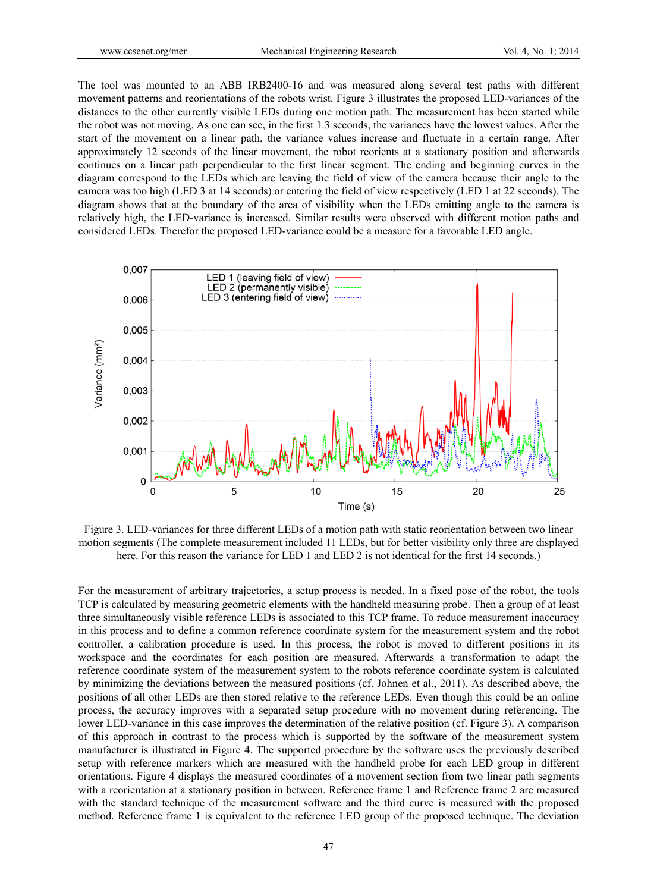The tool was mounted to an ABB IRB2400-16 and was measured along several test paths with different movement patterns and reorientations of the robots wrist. Figure 3 illustrates the proposed LED-variances of the distances to the other currently visible LEDs during one motion path. The measurement has been started while the robot was not moving. As one can see, in the first 1.3 seconds, the variances have the lowest values. After the start of the movement on a linear path, the variance values increase and fluctuate in a certain range. After approximately 12 seconds of the linear movement, the robot reorients at a stationary position and afterwards continues on a linear path perpendicular to the first linear segment. The ending and beginning curves in the diagram correspond to the LEDs which are leaving the field of view of the camera because their angle to the camera was too high (LED 3 at 14 seconds) or entering the field of view respectively (LED 1 at 22 seconds). The diagram shows that at the boundary of the area of visibility when the LEDs emitting angle to the camera is relatively high, the LED-variance is increased. Similar results were observed with different motion paths and considered LEDs. Therefor the proposed LED-variance could be a measure for a favorable LED angle.

Figure 3. LED-variances for three different LEDs of a motion path with static reorientation between two linear motion segments (The complete measurement included 11 LEDs, but for better visibility only three are displayed here. For this reason the variance for LED 1 and LED 2 is not identical for the first 14 seconds.)

For the measurement of arbitrary trajectories, a setup process is needed. In a fixed pose of the robot, the tools TCP is calculated by measuring geometric elements with the handheld measuring probe. Then a group of at least three simultaneously visible reference LEDs is associated to this TCP frame. To reduce measurement inaccuracy in this process and to define a common reference coordinate system for the measurement system and the robot controller, a calibration procedure is used. In this process, the robot is moved to different positions in its workspace and the coordinates for each position are measured. Afterwards a transformation to adapt the reference coordinate system of the measurement system to the robots reference coordinate system is calculated by minimizing the deviations between the measured positions (cf. Johnen et al., 2011). As described above, the positions of all other LEDs are then stored relative to the reference LEDs. Even though this could be an online process, the accuracy improves with a separated setup procedure with no movement during referencing. The lower LED-variance in this case improves the determination of the relative position (cf. Figure 3). A comparison of this approach in contrast to the process which is supported by the software of the measurement system manufacturer is illustrated in Figure 4. The supported procedure by the software uses the previously described setup with reference markers which are measured with the handheld probe for each LED group in different orientations. Figure 4 displays the measured coordinates of a movement section from two linear path segments with a reorientation at a stationary position in between. Reference frame 1 and Reference frame 2 are measured with the standard technique of the measurement software and the third curve is measured with the proposed method. Reference frame 1 is equivalent to the reference LED group of the proposed technique. The deviation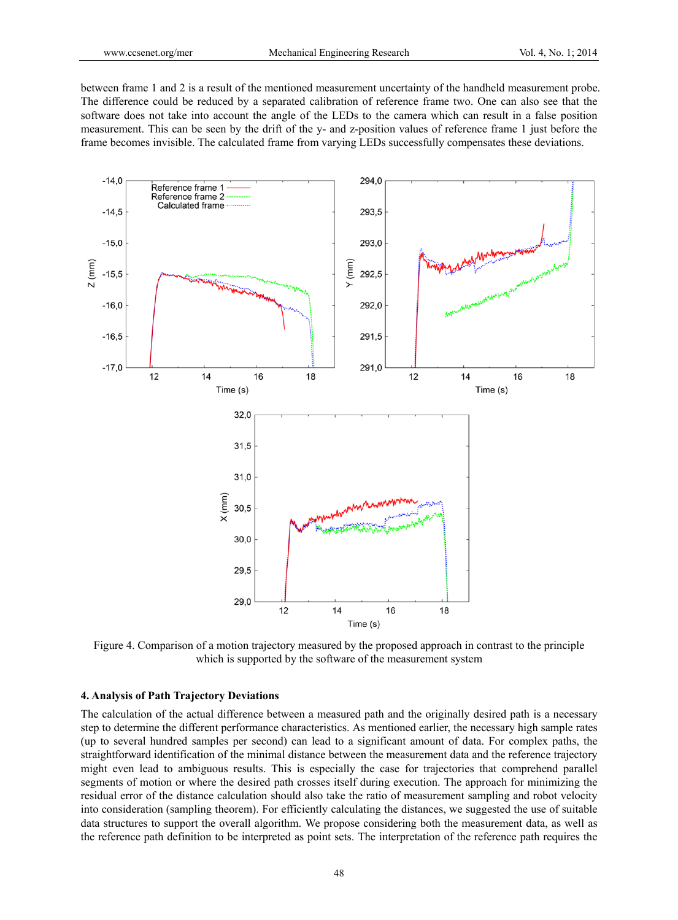between frame 1 and 2 is a result of the mentioned measurement uncertainty of the handheld measurement probe. The difference could be reduced by a separated calibration of reference frame two. One can also see that the software does not take into account the angle of the LEDs to the camera which can result in a false position measurement. This can be seen by the drift of the y- and z-position values of reference frame 1 just before the frame becomes invisible. The calculated frame from varying LEDs successfully compensates these deviations.

Figure 4. Comparison of a motion trajectory measured by the proposed approach in contrast to the principle which is supported by the software of the measurement system

## 4. Analysis of Path Trajectory Deviations

The calculation of the actual difference between a measured path and the originally desired path is a necessary step to determine the different performance characteristics. As mentioned earlier, the necessary high sample rates (up to several hundred samples per second) can lead to a significant amount of data. For complex paths, the straightforward identification of the minimal distance between the measurement data and the reference trajectory might even lead to ambiguous results. This is especially the case for trajectories that comprehend parallel segments of motion or where the desired path crosses itself during execution. The approach for minimizing the residual error of the distance calculation should also take the ratio of measurement sampling and robot velocity into consideration (sampling theorem). For efficiently calculating the distances, we suggested the use of suitable data structures to support the overall algorithm. We propose considering both the measurement data, as well as the reference path definition to be interpreted as point sets. The interpretation of the reference path requires the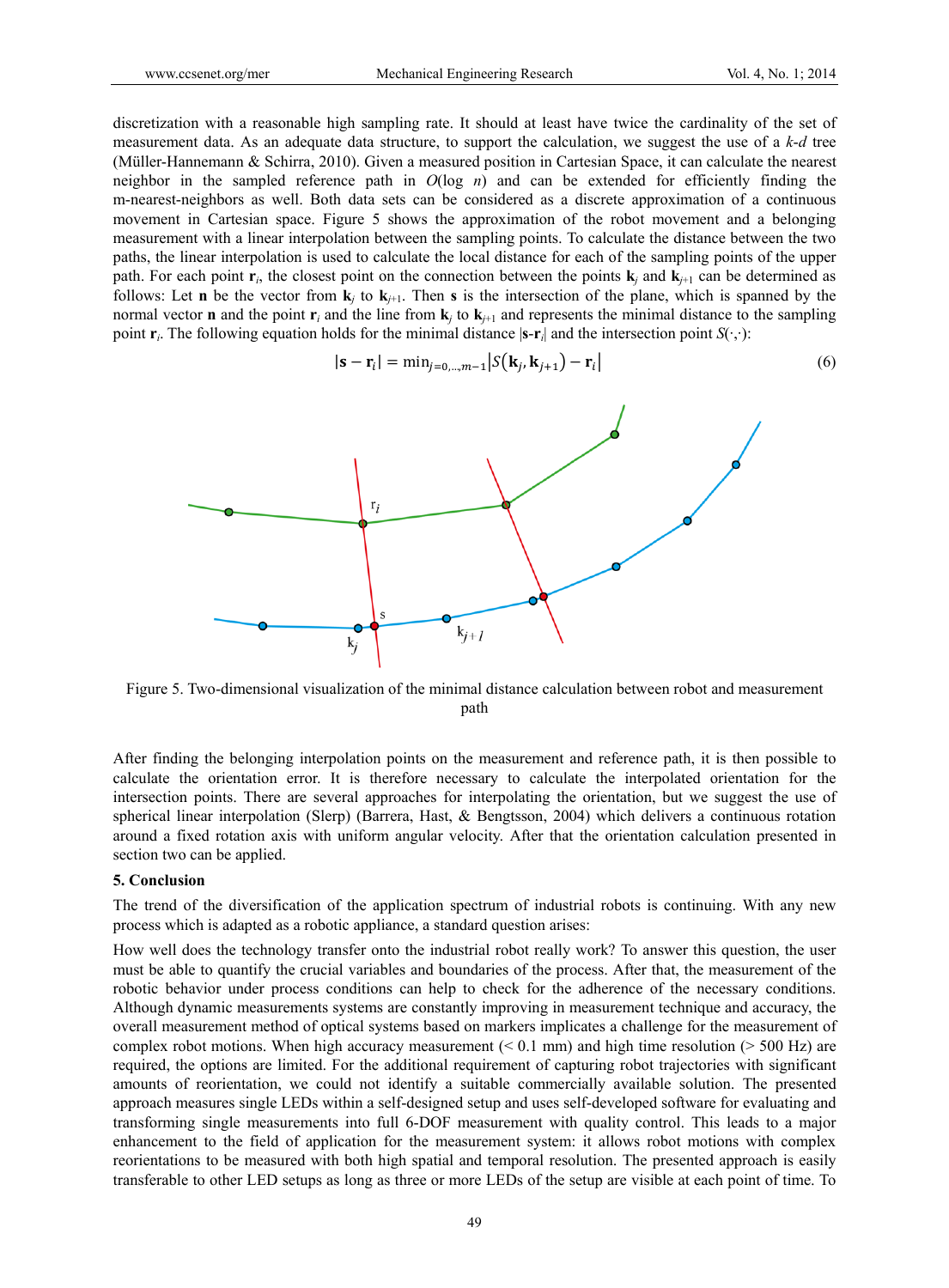discretization with a reasonable high sampling rate. It should at least have twice the cardinality of the set of measurement data. As an adequate data structure, to support the calculation, we suggest the use of a *k-d* tree (Müller-Hannemann & Schirra, 2010). Given a measured position in Cartesian Space, it can calculate the nearest neighbor in the sampled reference path in $O(\log n)$ and can be extended for efficiently finding the m-nearest-neighbors as well. Both data sets can be considered as a discrete approximation of a continuous movement in Cartesian space. Figure 5 shows the approximation of the robot movement and a belonging measurement with a linear interpolation between the sampling points. To calculate the distance between the two paths, the linear interpolation is used to calculate the local distance for each of the sampling points of the upper path. For each point $\mathbf{r}_i$, the closest point on the connection between the points $\mathbf{k}_j$ and $\mathbf{k}_{j+1}$ can be determined as follows: Let $\mathbf{n}$ be the vector from $\mathbf{k}_j$ to $\mathbf{k}_{j+1}$. Then $\mathbf{s}$ is the intersection of the plane, which is spanned by the normal vector $\mathbf{n}$ and the point $\mathbf{r}_i$ and the line from $\mathbf{k}_j$ to $\mathbf{k}_{j+1}$ and represents the minimal distance to the sampling point $\mathbf{r}_i$. The following equation holds for the minimal distance $|\mathbf{s}-\mathbf{r}_i|$ and the intersection point $S(\cdot,\cdot)$:

$$|\mathbf{s} - \mathbf{r}_i| = \min_{j=0,\dots,m-1} |S(\mathbf{k}_j, \mathbf{k}_{j+1}) - \mathbf{r}_i| \tag{6}$$

Figure 5. Two-dimensional visualization of the minimal distance calculation between robot and measurement path

After finding the belonging interpolation points on the measurement and reference path, it is then possible to calculate the orientation error. It is therefore necessary to calculate the interpolated orientation for the intersection points. There are several approaches for interpolating the orientation, but we suggest the use of spherical linear interpolation (Slerp) (Barrera, Hast, & Bengtsson, 2004) which delivers a continuous rotation around a fixed rotation axis with uniform angular velocity. After that the orientation calculation presented in section two can be applied.

## 5. Conclusion

The trend of the diversification of the application spectrum of industrial robots is continuing. With any new process which is adapted as a robotic appliance, a standard question arises:

How well does the technology transfer onto the industrial robot really work? To answer this question, the user must be able to quantify the crucial variables and boundaries of the process. After that, the measurement of the robotic behavior under process conditions can help to check for the adherence of the necessary conditions. Although dynamic measurements systems are constantly improving in measurement technique and accuracy, the overall measurement method of optical systems based on markers implicates a challenge for the measurement of complex robot motions. When high accuracy measurement (< 0.1 mm) and high time resolution (> 500 Hz) are required, the options are limited. For the additional requirement of capturing robot trajectories with significant amounts of reorientation, we could not identify a suitable commercially available solution. The presented approach measures single LEDs within a self-designed setup and uses self-developed software for evaluating and transforming single measurements into full 6-DOF measurement with quality control. This leads to a major enhancement to the field of application for the measurement system: it allows robot motions with complex reorientations to be measured with both high spatial and temporal resolution. The presented approach is easily transferable to other LED setups as long as three or more LEDs of the setup are visible at each point of time. To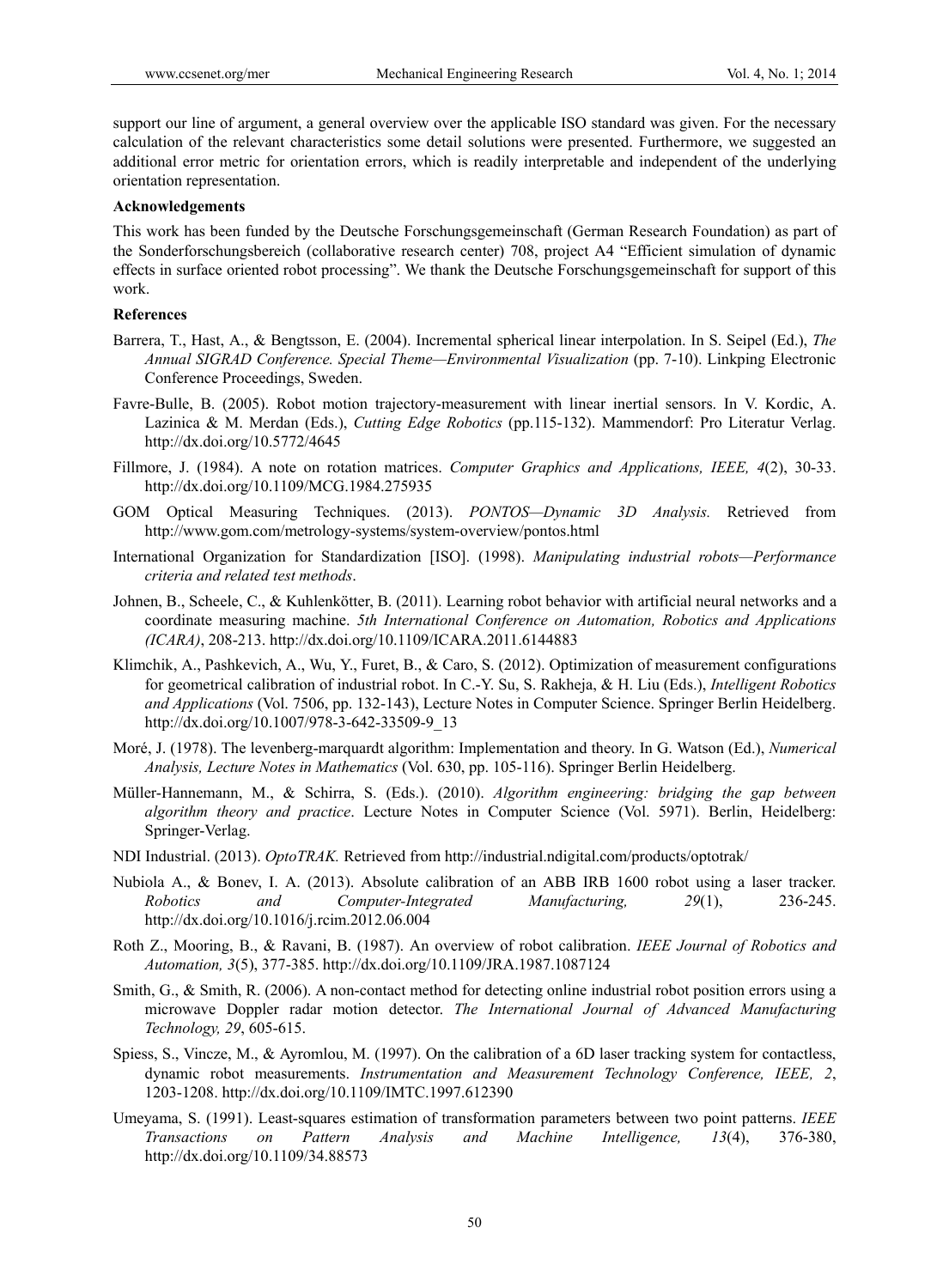support our line of argument, a general overview over the applicable ISO standard was given. For the necessary calculation of the relevant characteristics some detail solutions were presented. Furthermore, we suggested an additional error metric for orientation errors, which is readily interpretable and independent of the underlying orientation representation.

**Acknowledgements**

This work has been funded by the Deutsche Forschungsgemeinschaft (German Research Foundation) as part of the Sonderforschungsbereich (collaborative research center) 708, project A4 "Efficient simulation of dynamic effects in surface oriented robot processing". We thank the Deutsche Forschungsgemeinschaft for support of this work.

**References**

Barrera, T., Hast, A., & Bengtsson, E. (2004). Incremental spherical linear interpolation. In S. Seipel (Ed.), *The Annual SIGRAD Conference. Special Theme—Environmental Visualization* (pp. 7-10). Linkping Electronic Conference Proceedings, Sweden.

Favre-Bulle, B. (2005). Robot motion trajectory-measurement with linear inertial sensors. In V. Kordic, A. Lazinica & M. Merdan (Eds.), *Cutting Edge Robotics* (pp.115-132). Mammendorf: Pro Literatur Verlag. http://dx.doi.org/10.5772/4645

Fillmore, J. (1984). A note on rotation matrices. *Computer Graphics and Applications, IEEE, 4*(2), 30-33. http://dx.doi.org/10.1109/MCG.1984.275935

GOM Optical Measuring Techniques. (2013). *PONTOS—Dynamic 3D Analysis.* Retrieved from http://www.gom.com/metrology-systems/system-overview/pontos.html

International Organization for Standardization [ISO]. (1998). *Manipulating industrial robots—Performance criteria and related test methods*.

Johnen, B., Scheele, C., & Kuhlenkötter, B. (2011). Learning robot behavior with artificial neural networks and a coordinate measuring machine. *5th International Conference on Automation, Robotics and Applications (ICARA)*, 208-213. http://dx.doi.org/10.1109/ICARA.2011.6144883

Klimchik, A., Pashkevich, A., Wu, Y., Furet, B., & Caro, S. (2012). Optimization of measurement configurations for geometrical calibration of industrial robot. In C.-Y. Su, S. Rakheja, & H. Liu (Eds.), *Intelligent Robotics and Applications* (Vol. 7506, pp. 132-143), Lecture Notes in Computer Science. Springer Berlin Heidelberg. http://dx.doi.org/10.1007/978-3-642-33509-9_13

Moré, J. (1978). The levenberg-marquardt algorithm: Implementation and theory. In G. Watson (Ed.), *Numerical Analysis, Lecture Notes in Mathematics* (Vol. 630, pp. 105-116). Springer Berlin Heidelberg.

Müller-Hannemann, M., & Schirra, S. (Eds.). (2010). *Algorithm engineering: bridging the gap between algorithm theory and practice*. Lecture Notes in Computer Science (Vol. 5971). Berlin, Heidelberg: Springer-Verlag.

NDI Industrial. (2013). *OptoTRAK.* Retrieved from http://industrial.ndigital.com/products/optotrak/

Nubiola A., & Bonev, I. A. (2013). Absolute calibration of an ABB IRB 1600 robot using a laser tracker. *Robotics and Computer-Integrated Manufacturing, 29*(1), 236-245. http://dx.doi.org/10.1016/j.rcim.2012.06.004

Roth Z., Mooring, B., & Ravani, B. (1987). An overview of robot calibration. *IEEE Journal of Robotics and Automation, 3*(5), 377-385. http://dx.doi.org/10.1109/JRA.1987.1087124

Smith, G., & Smith, R. (2006). A non-contact method for detecting online industrial robot position errors using a microwave Doppler radar motion detector. *The International Journal of Advanced Manufacturing Technology, 29*, 605-615.

Spiess, S., Vincze, M., & Ayromlou, M. (1997). On the calibration of a 6D laser tracking system for contactless, dynamic robot measurements. *Instrumentation and Measurement Technology Conference, IEEE, 2*, 1203-1208. http://dx.doi.org/10.1109/IMTC.1997.612390

Umeyama, S. (1991). Least-squares estimation of transformation parameters between two point patterns. *IEEE Transactions on Pattern Analysis and Machine Intelligence, 13*(4), 376-380, http://dx.doi.org/10.1109/34.88573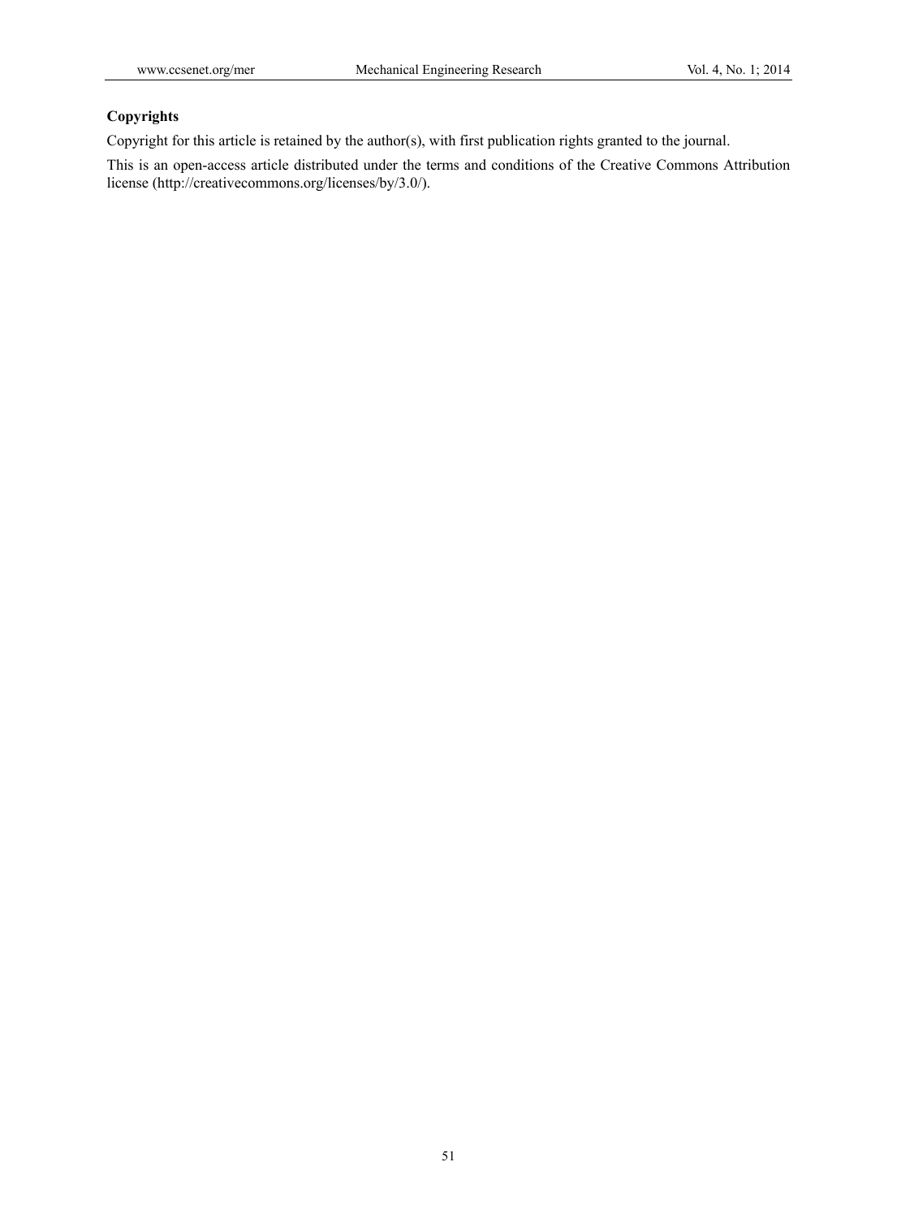**Copyrights**

Copyright for this article is retained by the author(s), with first publication rights granted to the journal.

This is an open-access article distributed under the terms and conditions of the Creative Commons Attribution license (http://creativecommons.org/licenses/by/3.0/).